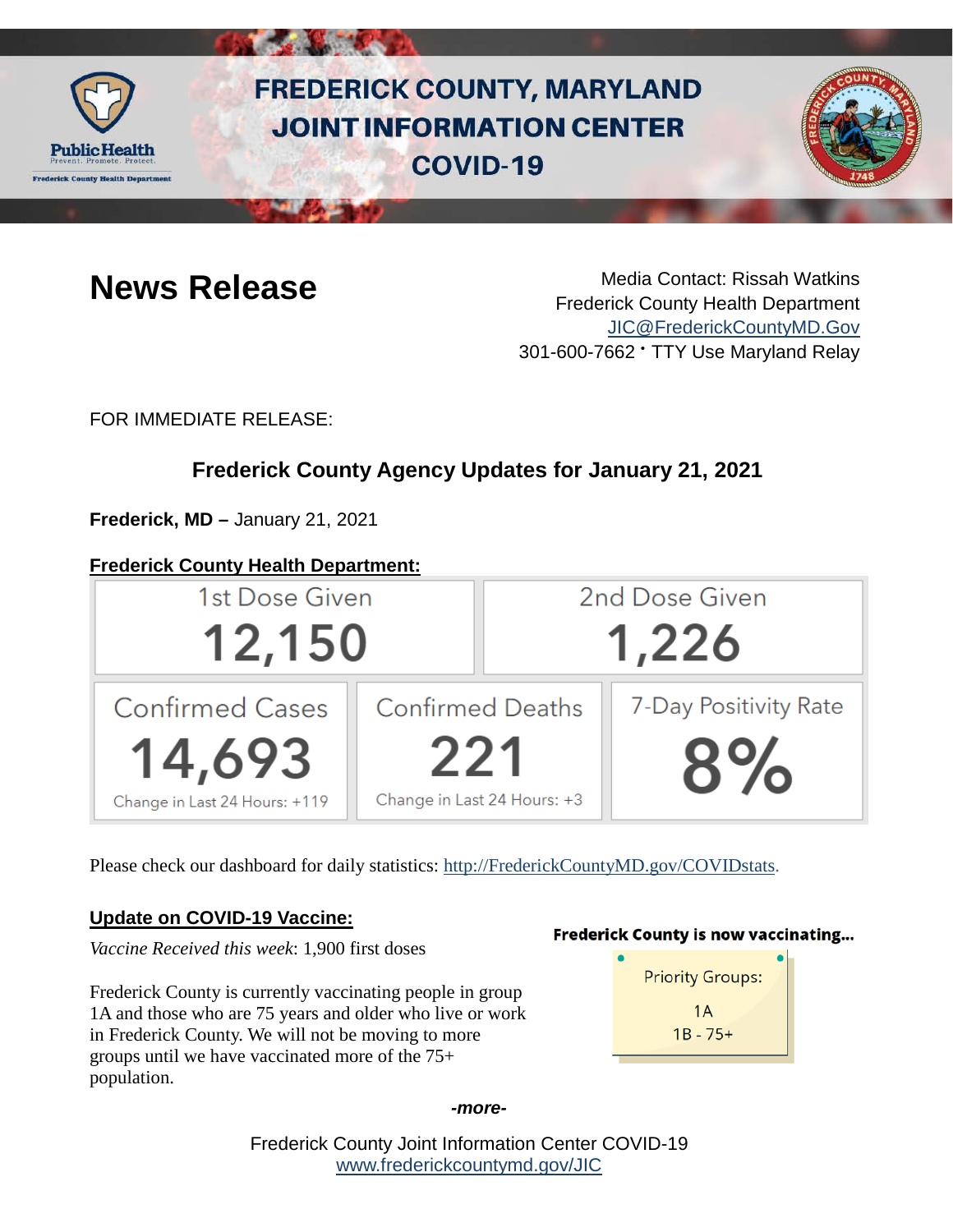# FREDERICK COUNTY, MARYLAND JOINT INFORMATION CENTER COVID-19

Public Health
Prevent. Promote. Protect.
Frederick County Health Department

## News Release

Media Contact: Rissah Watkins
Frederick County Health Department
JIC@FrederickCountyMD.Gov
301-600-7662 • TTY Use Maryland Relay

FOR IMMEDIATE RELEASE:

### Frederick County Agency Updates for January 21, 2021

**Frederick, MD –** January 21, 2021

**Frederick County Health Department:**

| 1st Dose Given | 2nd Dose Given |
|---|---|
| 12,150 | 1,226 |

| Confirmed Cases | Confirmed Deaths | 7-Day Positivity Rate |
|---|---|---|
| 14,693 | 221 | 8% |
| Change in Last 24 Hours: +119 | Change in Last 24 Hours: +3 | |

Please check our dashboard for daily statistics: http://FrederickCountyMD.gov/COVIDstats.

**Update on COVID-19 Vaccine:**

*Vaccine Received this week*: 1,900 first doses

Frederick County is currently vaccinating people in group 1A and those who are 75 years and older who live or work in Frederick County. We will not be moving to more groups until we have vaccinated more of the 75+ population.

**Frederick County is now vaccinating...**

Priority Groups:
1A
1B - 75+

*-more-*

Frederick County Joint Information Center COVID-19
www.frederickcountymd.gov/JIC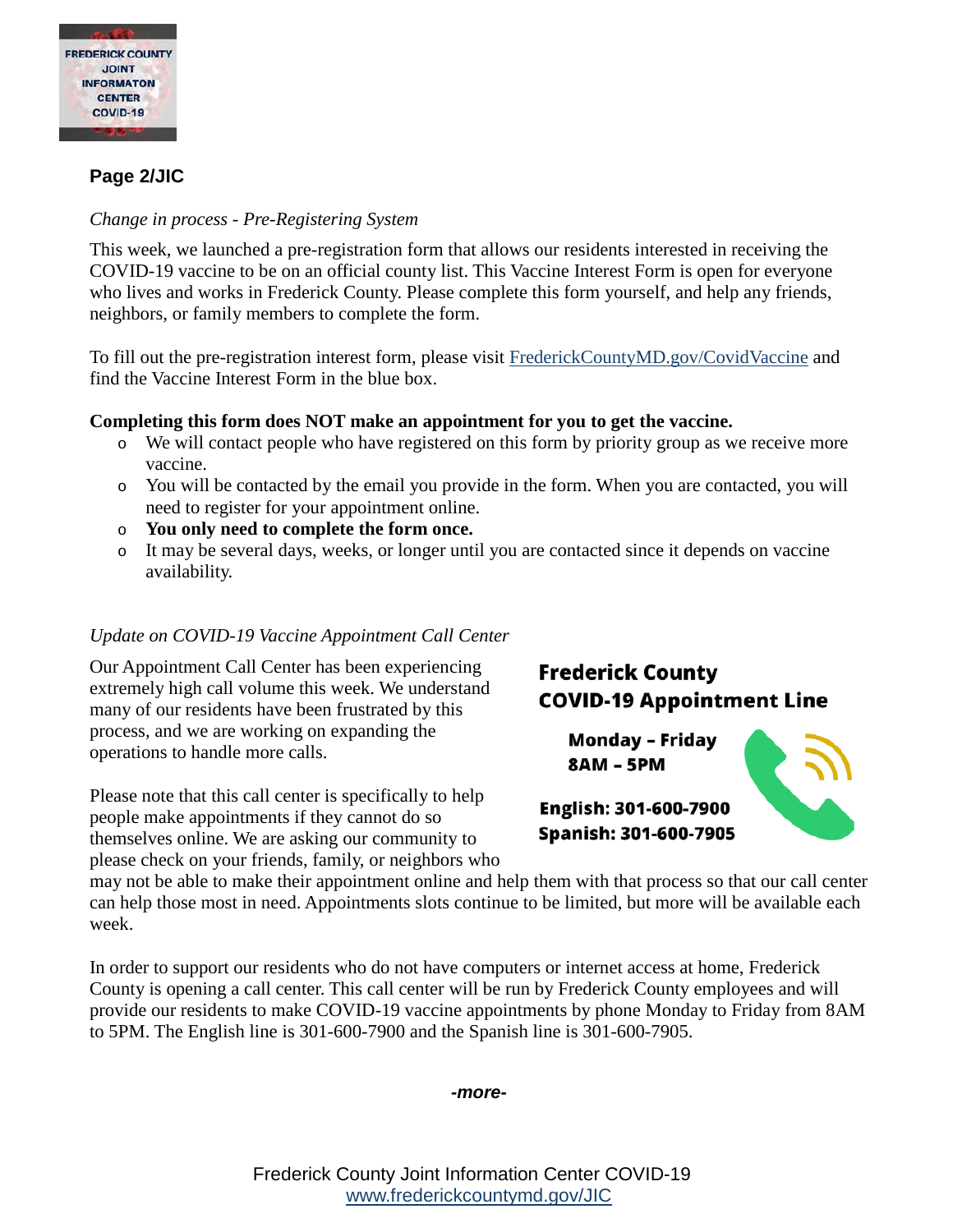**Page 2/JIC**

*Change in process - Pre-Registering System*

This week, we launched a pre-registration form that allows our residents interested in receiving the COVID-19 vaccine to be on an official county list. This Vaccine Interest Form is open for everyone who lives and works in Frederick County. Please complete this form yourself, and help any friends, neighbors, or family members to complete the form.

To fill out the pre-registration interest form, please visit FrederickCountyMD.gov/CovidVaccine and find the Vaccine Interest Form in the blue box.

**Completing this form does NOT make an appointment for you to get the vaccine.**

- We will contact people who have registered on this form by priority group as we receive more vaccine.
- You will be contacted by the email you provide in the form. When you are contacted, you will need to register for your appointment online.
- **You only need to complete the form once.**
- It may be several days, weeks, or longer until you are contacted since it depends on vaccine availability.

*Update on COVID-19 Vaccine Appointment Call Center*

Our Appointment Call Center has been experiencing extremely high call volume this week. We understand many of our residents have been frustrated by this process, and we are working on expanding the operations to handle more calls.

**Frederick County COVID-19 Appointment Line**

**Monday – Friday 8AM – 5PM**

**English: 301-600-7900**
**Spanish: 301-600-7905**

Please note that this call center is specifically to help people make appointments if they cannot do so themselves online. We are asking our community to please check on your friends, family, or neighbors who may not be able to make their appointment online and help them with that process so that our call center can help those most in need. Appointments slots continue to be limited, but more will be available each week.

In order to support our residents who do not have computers or internet access at home, Frederick County is opening a call center. This call center will be run by Frederick County employees and will provide our residents to make COVID-19 vaccine appointments by phone Monday to Friday from 8AM to 5PM. The English line is 301-600-7900 and the Spanish line is 301-600-7905.

***-more-***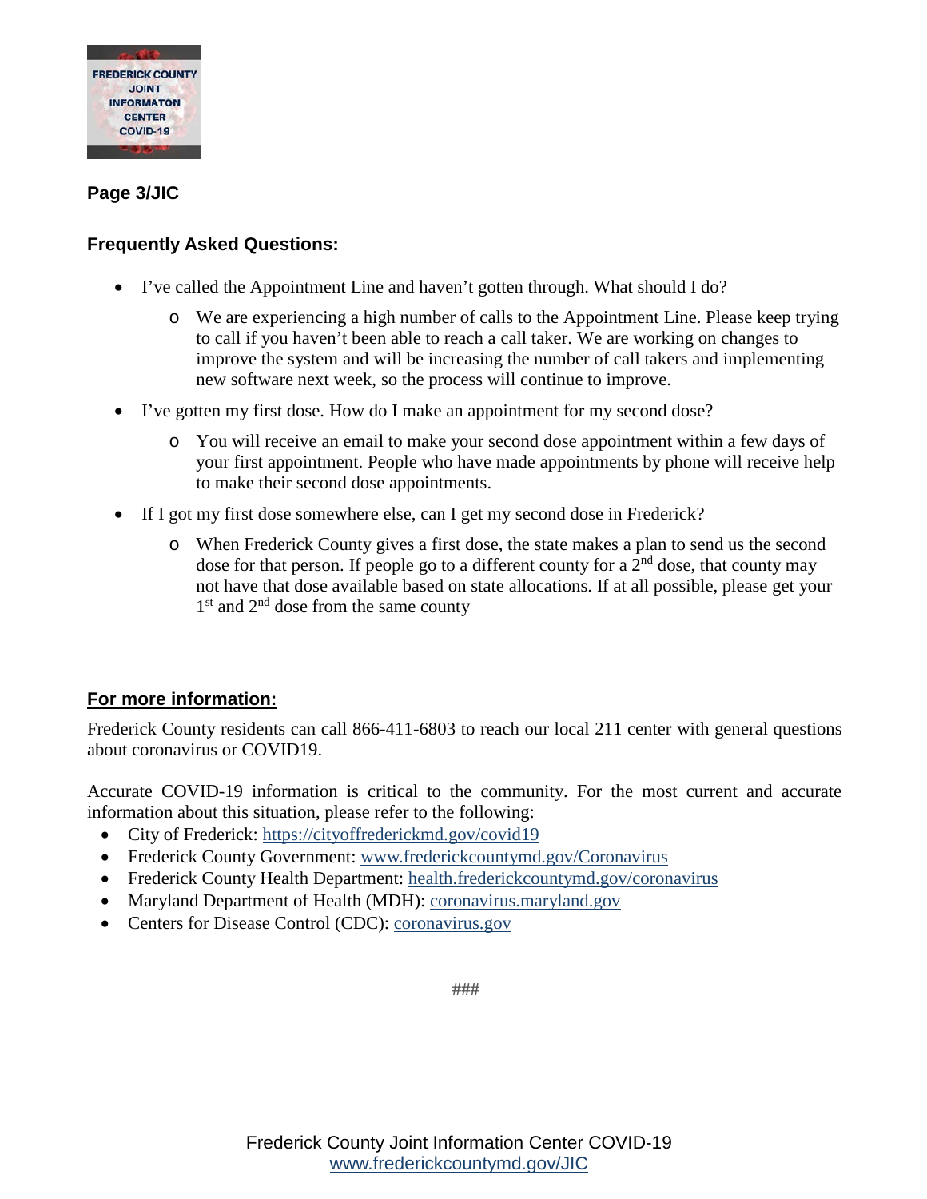**Page 3/JIC**

**Frequently Asked Questions:**

- I've called the Appointment Line and haven't gotten through. What should I do?
    - We are experiencing a high number of calls to the Appointment Line. Please keep trying to call if you haven't been able to reach a call taker. We are working on changes to improve the system and will be increasing the number of call takers and implementing new software next week, so the process will continue to improve.
- I've gotten my first dose. How do I make an appointment for my second dose?
    - You will receive an email to make your second dose appointment within a few days of your first appointment. People who have made appointments by phone will receive help to make their second dose appointments.
- If I got my first dose somewhere else, can I get my second dose in Frederick?
    - When Frederick County gives a first dose, the state makes a plan to send us the second dose for that person. If people go to a different county for a 2nd dose, that county may not have that dose available based on state allocations. If at all possible, please get your 1st and 2nd dose from the same county

**<u>For more information:</u>**

Frederick County residents can call 866-411-6803 to reach our local 211 center with general questions about coronavirus or COVID19.

Accurate COVID-19 information is critical to the community. For the most current and accurate information about this situation, please refer to the following:

- City of Frederick: https://cityoffrederickmd.gov/covid19
- Frederick County Government: www.frederickcountymd.gov/Coronavirus
- Frederick County Health Department: health.frederickcountymd.gov/coronavirus
- Maryland Department of Health (MDH): coronavirus.maryland.gov
- Centers for Disease Control (CDC): coronavirus.gov

###